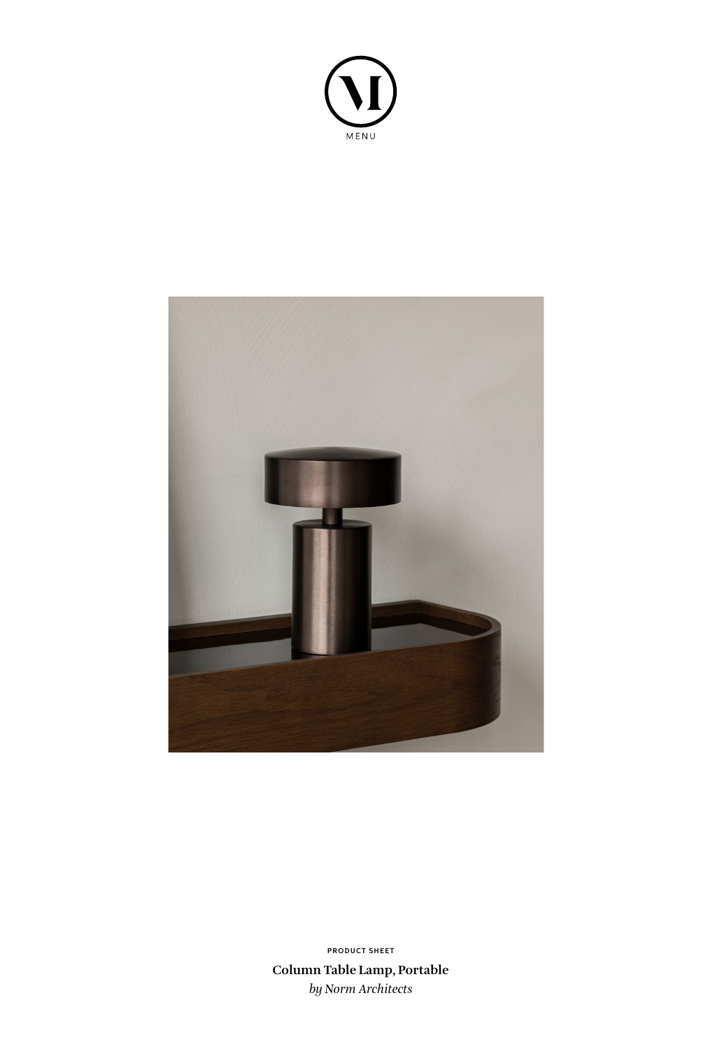MENU

PRODUCT SHEET

**Column Table Lamp, Portable**

*by Norm Architects*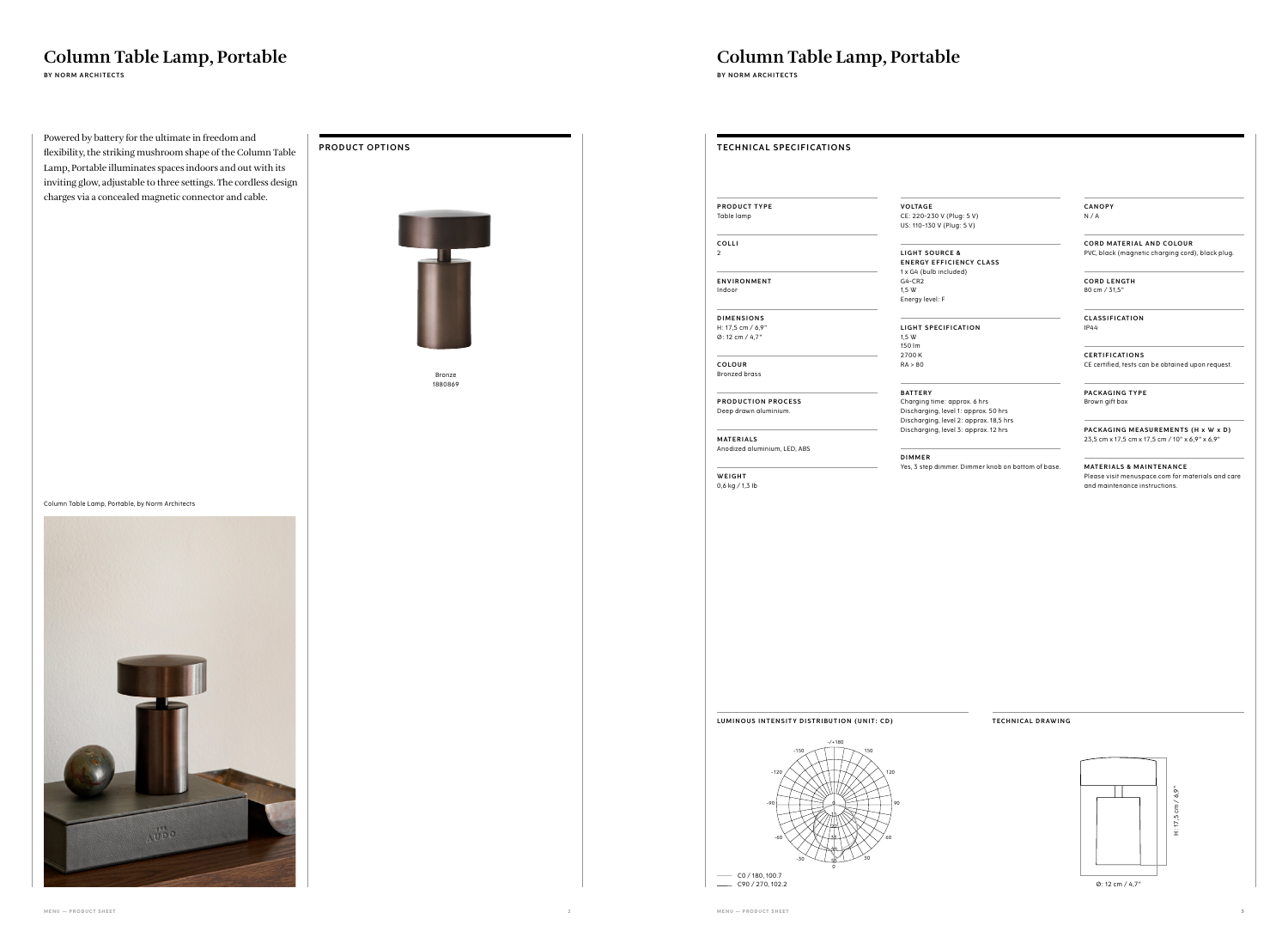# Column Table Lamp, Portable

**BY NORM ARCHITECTS**

Powered by battery for the ultimate in freedom and flexibility, the striking mushroom shape of the Column Table Lamp, Portable illuminates spaces indoors and out with its inviting glow, adjustable to three settings. The cordless design charges via a concealed magnetic connector and cable.

Column Table Lamp, Portable, by Norm Architects

## PRODUCT OPTIONS

Bronze
1880869

# Column Table Lamp, Portable

**BY NORM ARCHITECTS**

## TECHNICAL SPECIFICATIONS

**PRODUCT TYPE**
Table lamp

**COLLI**
2

**ENVIRONMENT**
Indoor

**DIMENSIONS**
H: 17,5 cm / 6,9"
Ø: 12 cm / 4,7"

**COLOUR**
Bronzed brass

**PRODUCTION PROCESS**
Deep drawn aluminium.

**MATERIALS**
Anodized aluminium, LED, ABS

**WEIGHT**
0,6 kg / 1,3 lb

**VOLTAGE**
CE: 220-230 V (Plug: 5 V)
US: 110-130 V (Plug: 5 V)

**LIGHT SOURCE & ENERGY EFFICIENCY CLASS**
1 x G4 (bulb included)
G4-CR2
1,5 W
Energy level: F

**LIGHT SPECIFICATION**
1,5 W
150 lm
2700 K
RA > 80

**BATTERY**
Charging time: approx. 6 hrs
Discharging, level 1: approx. 50 hrs
Discharging, level 2: approx. 18,5 hrs
Discharging, level 3: approx. 12 hrs

**DIMMER**
Yes, 3 step dimmer. Dimmer knob on bottom of base.

**CANOPY**
N / A

**CORD MATERIAL AND COLOUR**
PVC, black (magnetic charging cord), black plug.

**CORD LENGTH**
80 cm / 31,5"

**CLASSIFICATION**
IP44

**CERTIFICATIONS**
CE certified, tests can be obtained upon request.

**PACKAGING TYPE**
Brown gift box

**PACKAGING MEASUREMENTS (H x W x D)**
23,5 cm x 17,5 cm x 17,5 cm / 10" x 6,9" x 6,9"

**MATERIALS & MAINTENANCE**
Please visit menuspace.com for materials and care and maintenance instructions.

**LUMINOUS INTENSITY DISTRIBUTION (UNIT: CD)**

-/+180
-150
150
-120
120
-90
90
-60
60
-30
30
0

C0 / 180, 100.7
C90 / 270, 102.2

**TECHNICAL DRAWING**

H: 17,5 cm / 6,9"
Ø: 12 cm / 4,7"